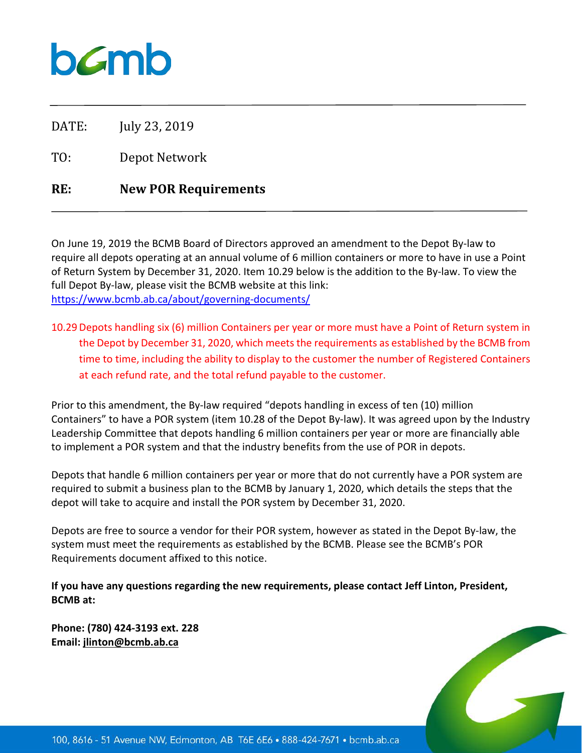bcmb

DATE: July 23, 2019

TO: Depot Network

**RE: New POR Requirements**

On June 19, 2019 the BCMB Board of Directors approved an amendment to the Depot By-law to require all depots operating at an annual volume of 6 million containers or more to have in use a Point of Return System by December 31, 2020. Item 10.29 below is the addition to the By-law. To view the full Depot By-law, please visit the BCMB website at this link: https://www.bcmb.ab.ca/about/governing-documents/

10.29 Depots handling six (6) million Containers per year or more must have a Point of Return system in the Depot by December 31, 2020, which meets the requirements as established by the BCMB from time to time, including the ability to display to the customer the number of Registered Containers at each refund rate, and the total refund payable to the customer.

Prior to this amendment, the By-law required "depots handling in excess of ten (10) million Containers" to have a POR system (item 10.28 of the Depot By-law). It was agreed upon by the Industry Leadership Committee that depots handling 6 million containers per year or more are financially able to implement a POR system and that the industry benefits from the use of POR in depots.

Depots that handle 6 million containers per year or more that do not currently have a POR system are required to submit a business plan to the BCMB by January 1, 2020, which details the steps that the depot will take to acquire and install the POR system by December 31, 2020.

Depots are free to source a vendor for their POR system, however as stated in the Depot By-law, the system must meet the requirements as established by the BCMB. Please see the BCMB's POR Requirements document affixed to this notice.

**If you have any questions regarding the new requirements, please contact Jeff Linton, President, BCMB at:**

**Phone: (780) 424-3193 ext. 228**
**Email: jlinton@bcmb.ab.ca**

100, 8616 - 51 Avenue NW, Edmonton, AB T6E 6E6 • 888-424-7671 • bcmb.ab.ca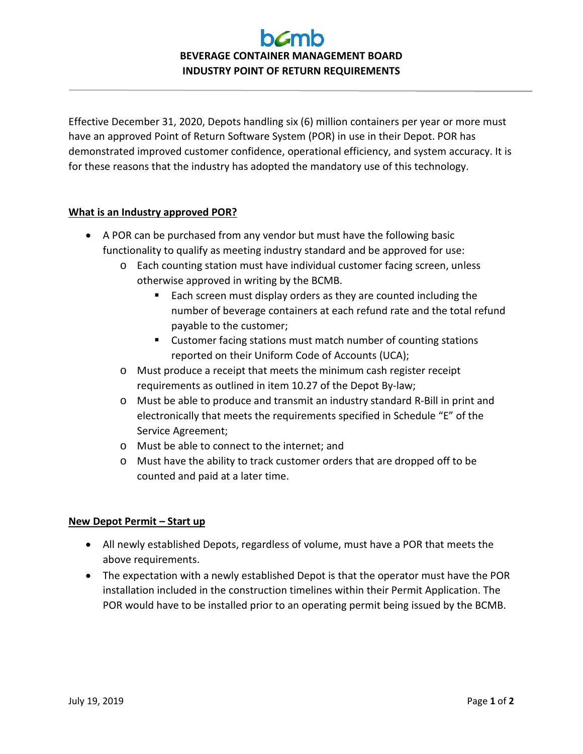# BEVERAGE CONTAINER MANAGEMENT BOARD
## INDUSTRY POINT OF RETURN REQUIREMENTS

Effective December 31, 2020, Depots handling six (6) million containers per year or more must have an approved Point of Return Software System (POR) in use in their Depot. POR has demonstrated improved customer confidence, operational efficiency, and system accuracy. It is for these reasons that the industry has adopted the mandatory use of this technology.

### What is an Industry approved POR?

- A POR can be purchased from any vendor but must have the following basic functionality to qualify as meeting industry standard and be approved for use:
  - Each counting station must have individual customer facing screen, unless otherwise approved in writing by the BCMB.
    - Each screen must display orders as they are counted including the number of beverage containers at each refund rate and the total refund payable to the customer;
    - Customer facing stations must match number of counting stations reported on their Uniform Code of Accounts (UCA);
  - Must produce a receipt that meets the minimum cash register receipt requirements as outlined in item 10.27 of the Depot By-law;
  - Must be able to produce and transmit an industry standard R-Bill in print and electronically that meets the requirements specified in Schedule "E" of the Service Agreement;
  - Must be able to connect to the internet; and
  - Must have the ability to track customer orders that are dropped off to be counted and paid at a later time.

### New Depot Permit – Start up

- All newly established Depots, regardless of volume, must have a POR that meets the above requirements.
- The expectation with a newly established Depot is that the operator must have the POR installation included in the construction timelines within their Permit Application. The POR would have to be installed prior to an operating permit being issued by the BCMB.

July 19, 2019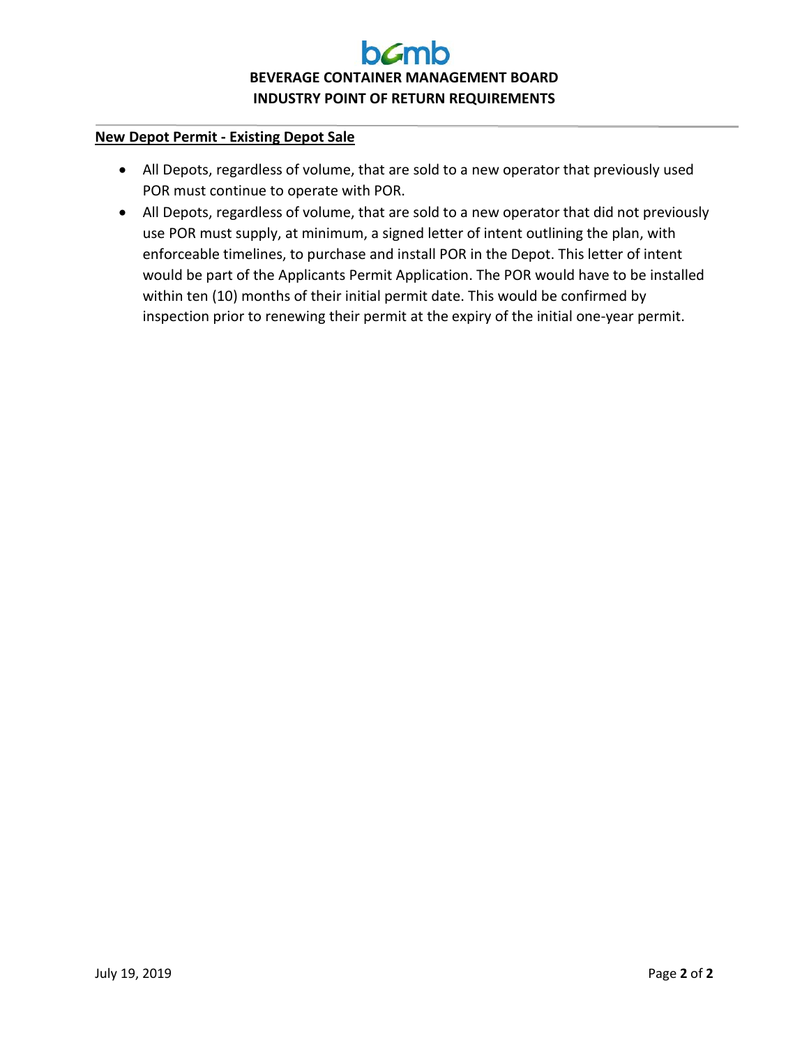**New Depot Permit - Existing Depot Sale**

- All Depots, regardless of volume, that are sold to a new operator that previously used POR must continue to operate with POR.
- All Depots, regardless of volume, that are sold to a new operator that did not previously use POR must supply, at minimum, a signed letter of intent outlining the plan, with enforceable timelines, to purchase and install POR in the Depot. This letter of intent would be part of the Applicants Permit Application. The POR would have to be installed within ten (10) months of their initial permit date. This would be confirmed by inspection prior to renewing their permit at the expiry of the initial one-year permit.